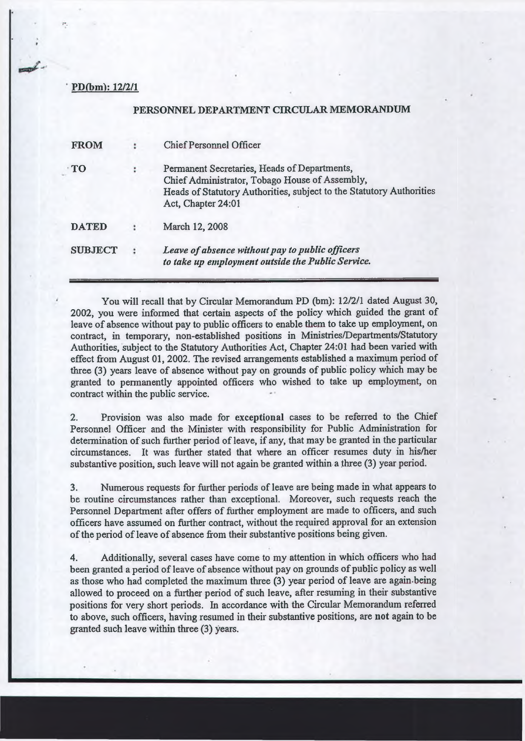**PD(bm): 12/2/1**

## PERSONNEL DEPARTMENT CIRCULAR MEMORANDUM

| | | |
|---|---|---|
| **FROM** | : | Chief Personnel Officer |
| **TO** | : | Permanent Secretaries, Heads of Departments,<br>Chief Administrator, Tobago House of Assembly,<br>Heads of Statutory Authorities, subject to the Statutory Authorities Act, Chapter 24:01 |
| **DATED** | : | March 12, 2008 |
| **SUBJECT** | : | *Leave of absence without pay to public officers to take up employment outside the Public Service.* |

---

You will recall that by Circular Memorandum PD (bm): 12/2/1 dated August 30, 2002, you were informed that certain aspects of the policy which guided the grant of leave of absence without pay to public officers to enable them to take up employment, on contract, in temporary, non-established positions in Ministries/Departments/Statutory Authorities, subject to the Statutory Authorities Act, Chapter 24:01 had been varied with effect from August 01, 2002. The revised arrangements established a maximum period of three (3) years leave of absence without pay on grounds of public policy which may be granted to permanently appointed officers who wished to take up employment, on contract within the public service.

2. Provision was also made for **exceptional** cases to be referred to the Chief Personnel Officer and the Minister with responsibility for Public Administration for determination of such further period of leave, if any, that may be granted in the particular circumstances. It was further stated that where an officer resumes duty in his/her substantive position, such leave will not again be granted within a three (3) year period.

3. Numerous requests for further periods of leave are being made in what appears to be routine circumstances rather than exceptional. Moreover, such requests reach the Personnel Department after offers of further employment are made to officers, and such officers have assumed on further contract, without the required approval for an extension of the period of leave of absence from their substantive positions being given.

4. Additionally, several cases have come to my attention in which officers who had been granted a period of leave of absence without pay on grounds of public policy as well as those who had completed the maximum three (3) year period of leave are again being allowed to proceed on a further period of such leave, after resuming in their substantive positions for very short periods. In accordance with the Circular Memorandum referred to above, such officers, having resumed in their substantive positions, are **not** again to be granted such leave within three (3) years.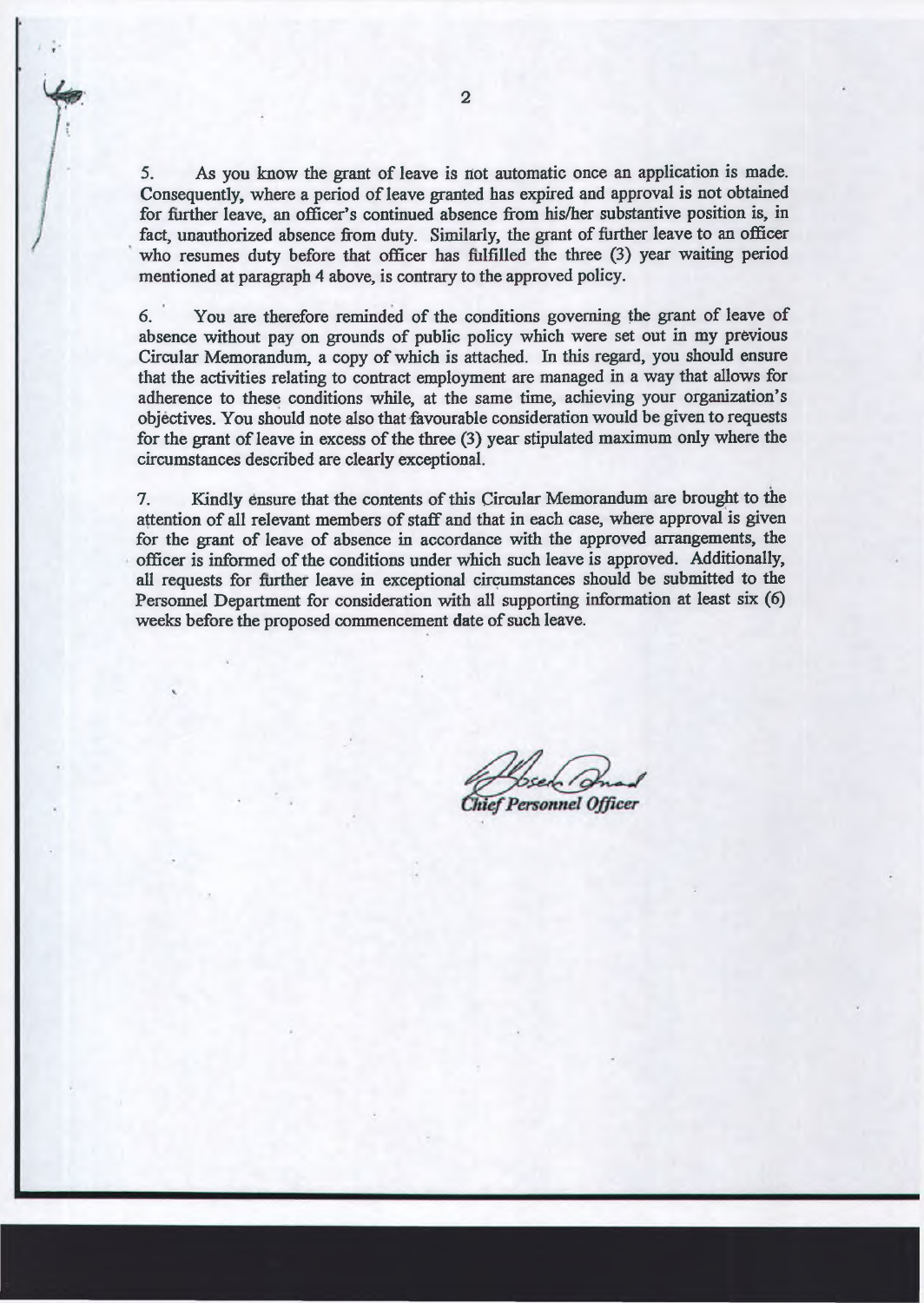5. As you know the grant of leave is not automatic once an application is made. Consequently, where a period of leave granted has expired and approval is not obtained for further leave, an officer's continued absence from his/her substantive position is, in fact, unauthorized absence from duty. Similarly, the grant of further leave to an officer who resumes duty before that officer has fulfilled the three (3) year waiting period mentioned at paragraph 4 above, is contrary to the approved policy.

6. You are therefore reminded of the conditions governing the grant of leave of absence without pay on grounds of public policy which were set out in my previous Circular Memorandum, a copy of which is attached. In this regard, you should ensure that the activities relating to contract employment are managed in a way that allows for adherence to these conditions while, at the same time, achieving your organization's objectives. You should note also that favourable consideration would be given to requests for the grant of leave in excess of the three (3) year stipulated maximum only where the circumstances described are clearly exceptional.

7. Kindly ensure that the contents of this Circular Memorandum are brought to the attention of all relevant members of staff and that in each case, where approval is given for the grant of leave of absence in accordance with the approved arrangements, the officer is informed of the conditions under which such leave is approved. Additionally, all requests for further leave in exceptional circumstances should be submitted to the Personnel Department for consideration with all supporting information at least six (6) weeks before the proposed commencement date of such leave.

*Chief Personnel Officer*